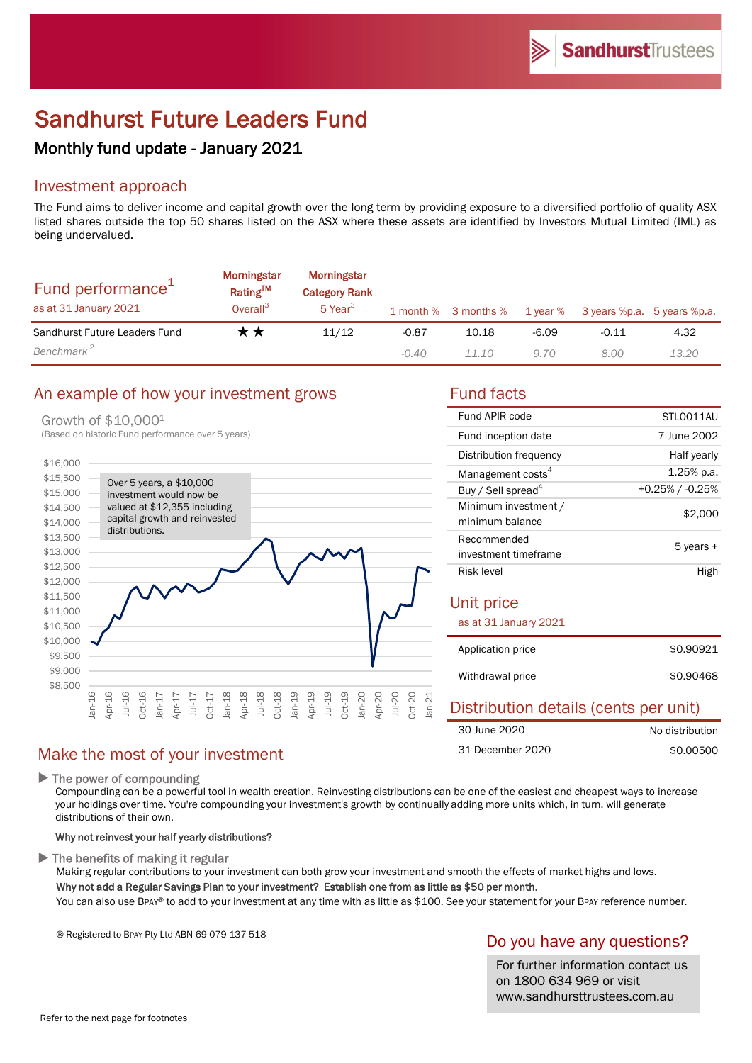SandhurstTrustees

# Sandhurst Future Leaders Fund

## Monthly fund update - January 2021

### Investment approach

The Fund aims to deliver income and capital growth over the long term by providing exposure to a diversified portfolio of quality ASX listed shares outside the top 50 shares listed on the ASX where these assets are identified by Investors Mutual Limited (IML) as being undervalued.

| Fund performance[1] as at 31 January 2021 | Morningstar Rating™ Overall[3] | Morningstar Category Rank 5 Year[3] | 1 month % | 3 months % | 1 year % | 3 years %p.a. | 5 years %p.a. |
|---|---|---|---|---|---|---|---|
| Sandhurst Future Leaders Fund | ★★ | 11/12 | -0.87 | 10.18 | -6.09 | -0.11 | 4.32 |
| *Benchmark[2]* | | | *-0.40* | *11.10* | *9.70* | *8.00* | *13.20* |

### An example of how your investment grows

Growth of $10,000[1]
(Based on historic Fund performance over 5 years)

Over 5 years, a $10,000 investment would now be valued at $12,355 including capital growth and reinvested distributions.

### Fund facts

| | |
|---|---|
| Fund APIR code | STL0011AU |
| Fund inception date | 7 June 2002 |
| Distribution frequency | Half yearly |
| Management costs[4] | 1.25% p.a. |
| Buy / Sell spread[4] | +0.25% / -0.25% |
| Minimum investment / minimum balance | $2,000 |
| Recommended investment timeframe | 5 years + |
| Risk level | High |

### Unit price

as at 31 January 2021

| | |
|---|---|
| Application price | $0.90921 |
| Withdrawal price | $0.90468 |

### Distribution details (cents per unit)

| | |
|---|---|
| 30 June 2020 | No distribution |
| 31 December 2020 | $0.00500 |

### Make the most of your investment

▶ The power of compounding

Compounding can be a powerful tool in wealth creation. Reinvesting distributions can be one of the easiest and cheapest ways to increase your holdings over time. You're compounding your investment's growth by continually adding more units which, in turn, will generate distributions of their own.

**Why not reinvest your half yearly distributions?**

▶ The benefits of making it regular

Making regular contributions to your investment can both grow your investment and smooth the effects of market highs and lows.

**Why not add a Regular Savings Plan to your investment? Establish one from as little as $50 per month.**

You can also use BPAY® to add to your investment at any time with as little as $100. See your statement for your BPAY reference number.

® Registered to BPAY Pty Ltd ABN 69 079 137 518

### Do you have any questions?

For further information contact us on 1800 634 969 or visit www.sandhursttrustees.com.au

Refer to the next page for footnotes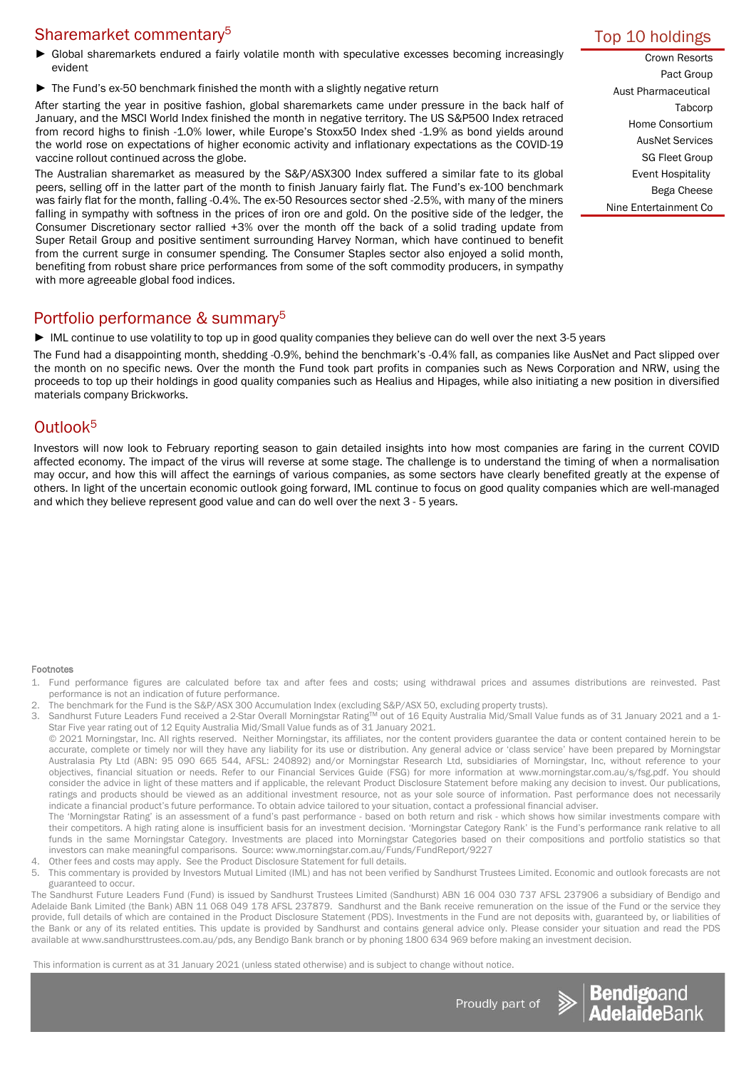## Sharemarket commentary[5]

- Global sharemarkets endured a fairly volatile month with speculative excesses becoming increasingly evident
- The Fund's ex-50 benchmark finished the month with a slightly negative return

After starting the year in positive fashion, global sharemarkets came under pressure in the back half of January, and the MSCI World Index finished the month in negative territory. The US S&P500 Index retraced from record highs to finish -1.0% lower, while Europe's Stoxx50 Index shed -1.9% as bond yields around the world rose on expectations of higher economic activity and inflationary expectations as the COVID-19 vaccine rollout continued across the globe.

The Australian sharemarket as measured by the S&P/ASX300 Index suffered a similar fate to its global peers, selling off in the latter part of the month to finish January fairly flat. The Fund's ex-100 benchmark was fairly flat for the month, falling -0.4%. The ex-50 Resources sector shed -2.5%, with many of the miners falling in sympathy with softness in the prices of iron ore and gold. On the positive side of the ledger, the Consumer Discretionary sector rallied +3% over the month off the back of a solid trading update from Super Retail Group and positive sentiment surrounding Harvey Norman, which have continued to benefit from the current surge in consumer spending. The Consumer Staples sector also enjoyed a solid month, benefiting from robust share price performances from some of the soft commodity producers, in sympathy with more agreeable global food indices.

## Top 10 holdings

- Crown Resorts
- Pact Group
- Aust Pharmaceutical
- Tabcorp
- Home Consortium
- AusNet Services
- SG Fleet Group
- Event Hospitality
- Bega Cheese
- Nine Entertainment Co

## Portfolio performance & summary[5]

- IML continue to use volatility to top up in good quality companies they believe can do well over the next 3-5 years

The Fund had a disappointing month, shedding -0.9%, behind the benchmark's -0.4% fall, as companies like AusNet and Pact slipped over the month on no specific news. Over the month the Fund took part profits in companies such as News Corporation and NRW, using the proceeds to top up their holdings in good quality companies such as Healius and Hipages, while also initiating a new position in diversified materials company Brickworks.

## Outlook[5]

Investors will now look to February reporting season to gain detailed insights into how most companies are faring in the current COVID affected economy. The impact of the virus will reverse at some stage. The challenge is to understand the timing of when a normalisation may occur, and how this will affect the earnings of various companies, as some sectors have clearly benefited greatly at the expense of others. In light of the uncertain economic outlook going forward, IML continue to focus on good quality companies which are well-managed and which they believe represent good value and can do well over the next 3 - 5 years.

#### Footnotes

1. Fund performance figures are calculated before tax and after fees and costs; using withdrawal prices and assumes distributions are reinvested. Past performance is not an indication of future performance.
2. The benchmark for the Fund is the S&P/ASX 300 Accumulation Index (excluding S&P/ASX 50, excluding property trusts).
3. Sandhurst Future Leaders Fund received a 2-Star Overall Morningstar Rating™ out of 16 Equity Australia Mid/Small Value funds as of 31 January 2021 and a 1-Star Five year rating out of 12 Equity Australia Mid/Small Value funds as of 31 January 2021.
   © 2021 Morningstar, Inc. All rights reserved. Neither Morningstar, its affiliates, nor the content providers guarantee the data or content contained herein to be accurate, complete or timely nor will they have any liability for its use or distribution. Any general advice or 'class service' have been prepared by Morningstar Australasia Pty Ltd (ABN: 95 090 665 544, AFSL: 240892) and/or Morningstar Research Ltd, subsidiaries of Morningstar, Inc, without reference to your objectives, financial situation or needs. Refer to our Financial Services Guide (FSG) for more information at www.morningstar.com.au/s/fsg.pdf. You should consider the advice in light of these matters and if applicable, the relevant Product Disclosure Statement before making any decision to invest. Our publications, ratings and products should be viewed as an additional investment resource, not as your sole source of information. Past performance does not necessarily indicate a financial product's future performance. To obtain advice tailored to your situation, contact a professional financial adviser.
   The 'Morningstar Rating' is an assessment of a fund's past performance - based on both return and risk - which shows how similar investments compare with their competitors. A high rating alone is insufficient basis for an investment decision. 'Morningstar Category Rank' is the Fund's performance rank relative to all funds in the same Morningstar Category. Investments are placed into Morningstar Categories based on their compositions and portfolio statistics so that investors can make meaningful comparisons. Source: www.morningstar.com.au/Funds/FundReport/9227
4. Other fees and costs may apply. See the Product Disclosure Statement for full details.
5. This commentary is provided by Investors Mutual Limited (IML) and has not been verified by Sandhurst Trustees Limited. Economic and outlook forecasts are not guaranteed to occur.

The Sandhurst Future Leaders Fund (Fund) is issued by Sandhurst Trustees Limited (Sandhurst) ABN 16 004 030 737 AFSL 237906 a subsidiary of Bendigo and Adelaide Bank Limited (the Bank) ABN 11 068 049 178 AFSL 237879. Sandhurst and the Bank receive remuneration on the issue of the Fund or the service they provide, full details of which are contained in the Product Disclosure Statement (PDS). Investments in the Fund are not deposits with, guaranteed by, or liabilities of the Bank or any of its related entities. This update is provided by Sandhurst and contains general advice only. Please consider your situation and read the PDS available at www.sandhursttrustees.com.au/pds, any Bendigo Bank branch or by phoning 1800 634 969 before making an investment decision.

This information is current as at 31 January 2021 (unless stated otherwise) and is subject to change without notice.

Proudly part of Bendigo and Adelaide Bank